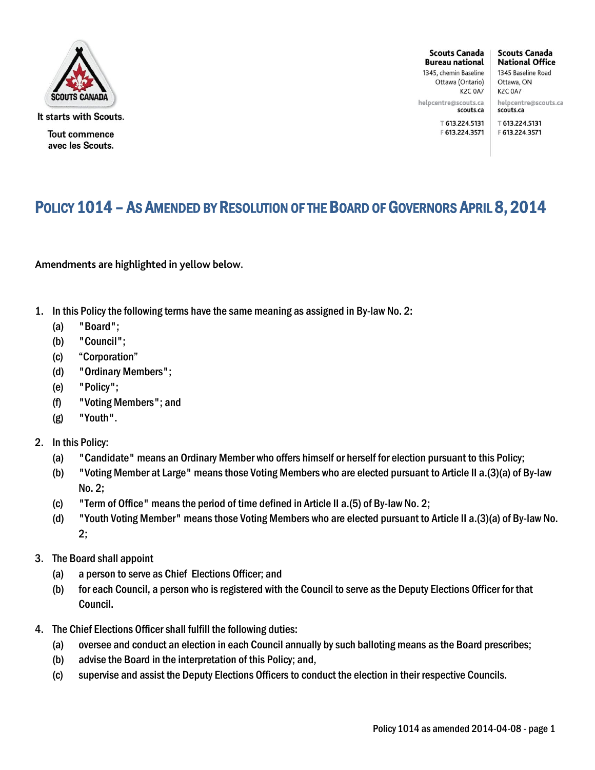It starts with Scouts.

Tout commence avec les Scouts.

**Scouts Canada Bureau national**
1345, chemin Baseline
Ottawa (Ontario)
K2C 0A7
helpcentre@scouts.ca
scouts.ca
T 613.224.5131
F 613.224.3571

**Scouts Canada National Office**
1345 Baseline Road
Ottawa, ON
K2C 0A7
helpcentre@scouts.ca
scouts.ca
T 613.224.5131
F 613.224.3571

# POLICY 1014 – AS AMENDED BY RESOLUTION OF THE BOARD OF GOVERNORS APRIL 8, 2014

Amendments are highlighted in yellow below.

1. In this Policy the following terms have the same meaning as assigned in By-law No. 2:
   (a) "Board";
   (b) "Council";
   (c) "Corporation"
   (d) "Ordinary Members";
   (e) "Policy";
   (f) "Voting Members"; and
   (g) "Youth".

2. In this Policy:
   (a) "Candidate" means an Ordinary Member who offers himself or herself for election pursuant to this Policy;
   (b) "Voting Member at Large" means those Voting Members who are elected pursuant to Article II a.(3)(a) of By-law No. 2;
   (c) "Term of Office" means the period of time defined in Article II a.(5) of By-law No. 2;
   (d) "Youth Voting Member" means those Voting Members who are elected pursuant to Article II a.(3)(a) of By-law No. 2;

3. The Board shall appoint
   (a) a person to serve as Chief Elections Officer; and
   (b) for each Council, a person who is registered with the Council to serve as the Deputy Elections Officer for that Council.

4. The Chief Elections Officer shall fulfill the following duties:
   (a) oversee and conduct an election in each Council annually by such balloting means as the Board prescribes;
   (b) advise the Board in the interpretation of this Policy; and,
   (c) supervise and assist the Deputy Elections Officers to conduct the election in their respective Councils.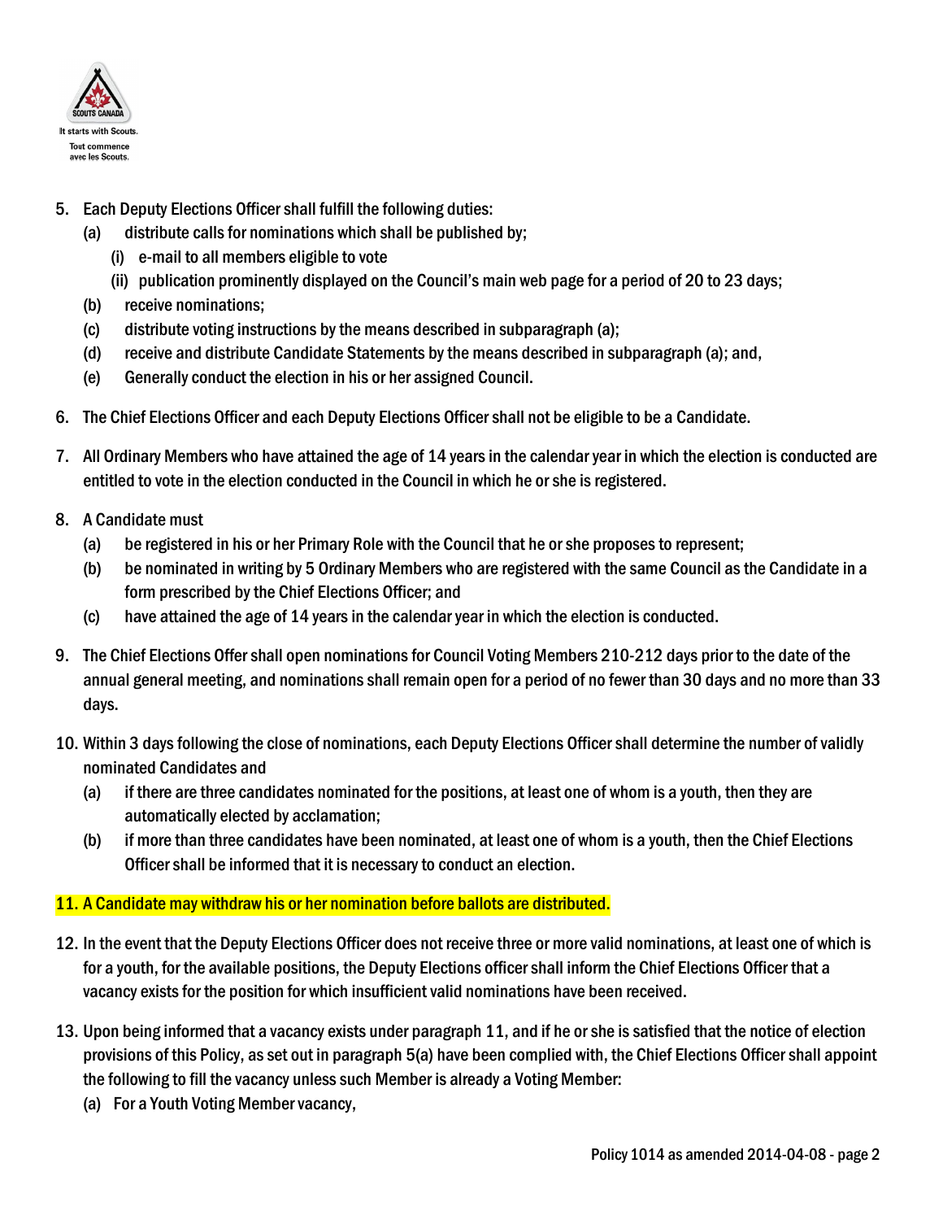5. Each Deputy Elections Officer shall fulfill the following duties:
   (a) distribute calls for nominations which shall be published by;
      (i) e-mail to all members eligible to vote
      (ii) publication prominently displayed on the Council's main web page for a period of 20 to 23 days;
   (b) receive nominations;
   (c) distribute voting instructions by the means described in subparagraph (a);
   (d) receive and distribute Candidate Statements by the means described in subparagraph (a); and,
   (e) Generally conduct the election in his or her assigned Council.

6. The Chief Elections Officer and each Deputy Elections Officer shall not be eligible to be a Candidate.

7. All Ordinary Members who have attained the age of 14 years in the calendar year in which the election is conducted are entitled to vote in the election conducted in the Council in which he or she is registered.

8. A Candidate must
   (a) be registered in his or her Primary Role with the Council that he or she proposes to represent;
   (b) be nominated in writing by 5 Ordinary Members who are registered with the same Council as the Candidate in a form prescribed by the Chief Elections Officer; and
   (c) have attained the age of 14 years in the calendar year in which the election is conducted.

9. The Chief Elections Offer shall open nominations for Council Voting Members 210-212 days prior to the date of the annual general meeting, and nominations shall remain open for a period of no fewer than 30 days and no more than 33 days.

10. Within 3 days following the close of nominations, each Deputy Elections Officer shall determine the number of validly nominated Candidates and
    (a) if there are three candidates nominated for the positions, at least one of whom is a youth, then they are automatically elected by acclamation;
    (b) if more than three candidates have been nominated, at least one of whom is a youth, then the Chief Elections Officer shall be informed that it is necessary to conduct an election.

11. A Candidate may withdraw his or her nomination before ballots are distributed.

12. In the event that the Deputy Elections Officer does not receive three or more valid nominations, at least one of which is for a youth, for the available positions, the Deputy Elections officer shall inform the Chief Elections Officer that a vacancy exists for the position for which insufficient valid nominations have been received.

13. Upon being informed that a vacancy exists under paragraph 11, and if he or she is satisfied that the notice of election provisions of this Policy, as set out in paragraph 5(a) have been complied with, the Chief Elections Officer shall appoint the following to fill the vacancy unless such Member is already a Voting Member:
    (a) For a Youth Voting Member vacancy,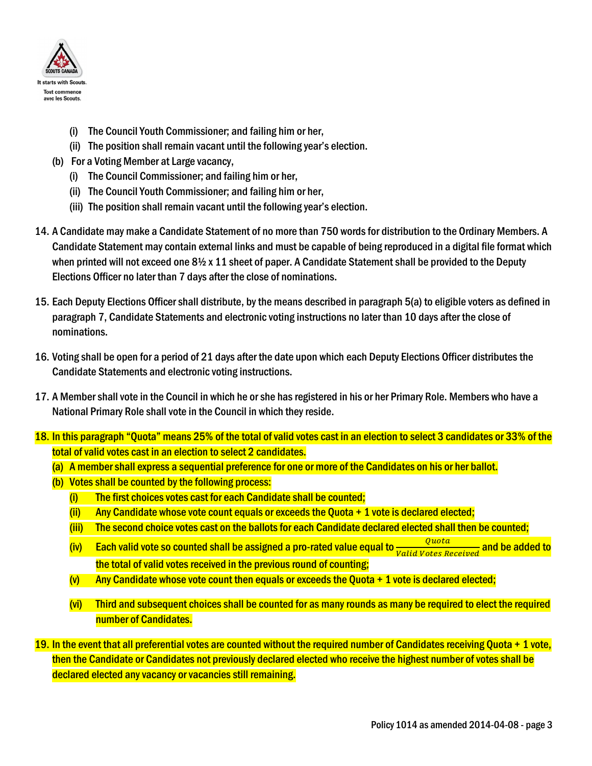- (i) The Council Youth Commissioner; and failing him or her,
   - (ii) The position shall remain vacant until the following year's election.
- (b) For a Voting Member at Large vacancy,
   - (i) The Council Commissioner; and failing him or her,
   - (ii) The Council Youth Commissioner; and failing him or her,
   - (iii) The position shall remain vacant until the following year's election.

14. A Candidate may make a Candidate Statement of no more than 750 words for distribution to the Ordinary Members. A Candidate Statement may contain external links and must be capable of being reproduced in a digital file format which when printed will not exceed one 8½ x 11 sheet of paper. A Candidate Statement shall be provided to the Deputy Elections Officer no later than 7 days after the close of nominations.

15. Each Deputy Elections Officer shall distribute, by the means described in paragraph 5(a) to eligible voters as defined in paragraph 7, Candidate Statements and electronic voting instructions no later than 10 days after the close of nominations.

16. Voting shall be open for a period of 21 days after the date upon which each Deputy Elections Officer distributes the Candidate Statements and electronic voting instructions.

17. A Member shall vote in the Council in which he or she has registered in his or her Primary Role. Members who have a National Primary Role shall vote in the Council in which they reside.

18. In this paragraph "Quota" means 25% of the total of valid votes cast in an election to select 3 candidates or 33% of the total of valid votes cast in an election to select 2 candidates.
   - (a) A member shall express a sequential preference for one or more of the Candidates on his or her ballot.
   - (b) Votes shall be counted by the following process:
      - (i) The first choices votes cast for each Candidate shall be counted;
      - (ii) Any Candidate whose vote count equals or exceeds the Quota + 1 vote is declared elected;
      - (iii) The second choice votes cast on the ballots for each Candidate declared elected shall then be counted;
      - (iv) Each valid vote so counted shall be assigned a pro-rated value equal to $\frac{Quota}{Valid\ Votes\ Received}$ and be added to the total of valid votes received in the previous round of counting;
      - (v) Any Candidate whose vote count then equals or exceeds the Quota + 1 vote is declared elected;
      - (vi) Third and subsequent choices shall be counted for as many rounds as many be required to elect the required number of Candidates.

19. In the event that all preferential votes are counted without the required number of Candidates receiving Quota + 1 vote, then the Candidate or Candidates not previously declared elected who receive the highest number of votes shall be declared elected any vacancy or vacancies still remaining.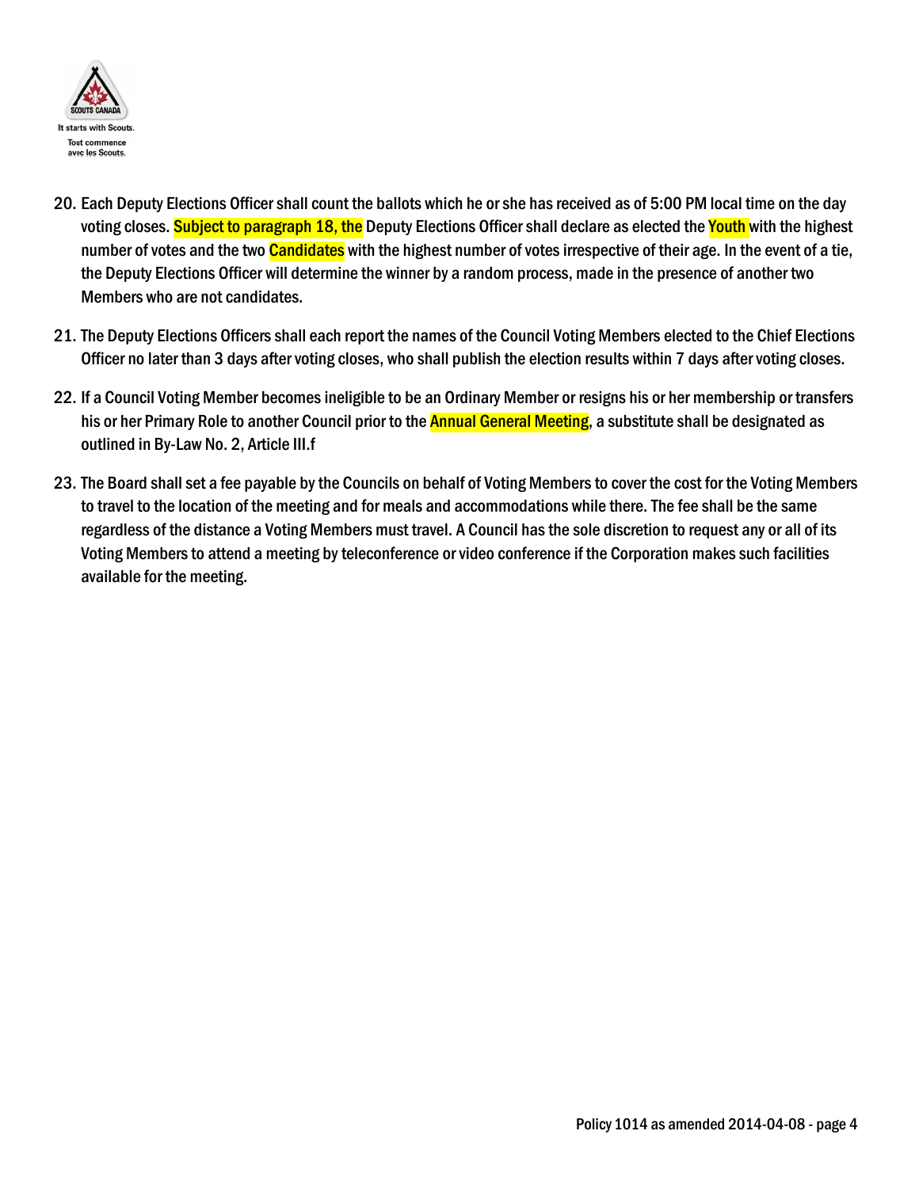20. Each Deputy Elections Officer shall count the ballots which he or she has received as of 5:00 PM local time on the day voting closes. Subject to paragraph 18, the Deputy Elections Officer shall declare as elected the Youth with the highest number of votes and the two Candidates with the highest number of votes irrespective of their age. In the event of a tie, the Deputy Elections Officer will determine the winner by a random process, made in the presence of another two Members who are not candidates.

21. The Deputy Elections Officers shall each report the names of the Council Voting Members elected to the Chief Elections Officer no later than 3 days after voting closes, who shall publish the election results within 7 days after voting closes.

22. If a Council Voting Member becomes ineligible to be an Ordinary Member or resigns his or her membership or transfers his or her Primary Role to another Council prior to the Annual General Meeting, a substitute shall be designated as outlined in By-Law No. 2, Article III.f

23. The Board shall set a fee payable by the Councils on behalf of Voting Members to cover the cost for the Voting Members to travel to the location of the meeting and for meals and accommodations while there. The fee shall be the same regardless of the distance a Voting Members must travel. A Council has the sole discretion to request any or all of its Voting Members to attend a meeting by teleconference or video conference if the Corporation makes such facilities available for the meeting.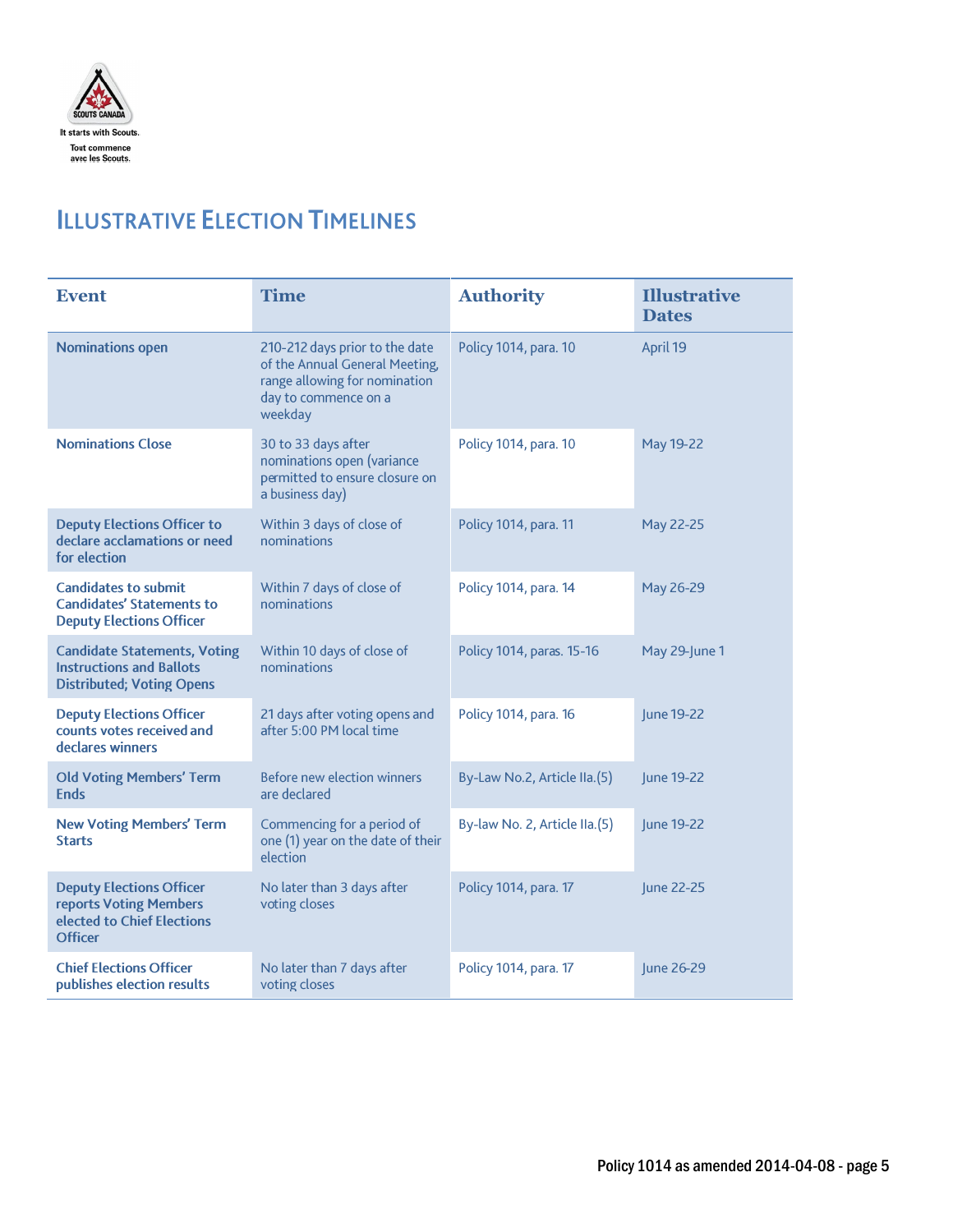# Illustrative Election Timelines

| Event | Time | Authority | Illustrative Dates |
|---|---|---|---|
| **Nominations open** | 210-212 days prior to the date of the Annual General Meeting, range allowing for nomination day to commence on a weekday | Policy 1014, para. 10 | April 19 |
| **Nominations Close** | 30 to 33 days after nominations open (variance permitted to ensure closure on a business day) | Policy 1014, para. 10 | May 19-22 |
| **Deputy Elections Officer to declare acclamations or need for election** | Within 3 days of close of nominations | Policy 1014, para. 11 | May 22-25 |
| **Candidates to submit Candidates' Statements to Deputy Elections Officer** | Within 7 days of close of nominations | Policy 1014, para. 14 | May 26-29 |
| **Candidate Statements, Voting Instructions and Ballots Distributed; Voting Opens** | Within 10 days of close of nominations | Policy 1014, paras. 15-16 | May 29-June 1 |
| **Deputy Elections Officer counts votes received and declares winners** | 21 days after voting opens and after 5:00 PM local time | Policy 1014, para. 16 | June 19-22 |
| **Old Voting Members' Term Ends** | Before new election winners are declared | By-Law No.2, Article IIa.(5) | June 19-22 |
| **New Voting Members' Term Starts** | Commencing for a period of one (1) year on the date of their election | By-law No. 2, Article IIa.(5) | June 19-22 |
| **Deputy Elections Officer reports Voting Members elected to Chief Elections Officer** | No later than 3 days after voting closes | Policy 1014, para. 17 | June 22-25 |
| **Chief Elections Officer publishes election results** | No later than 7 days after voting closes | Policy 1014, para. 17 | June 26-29 |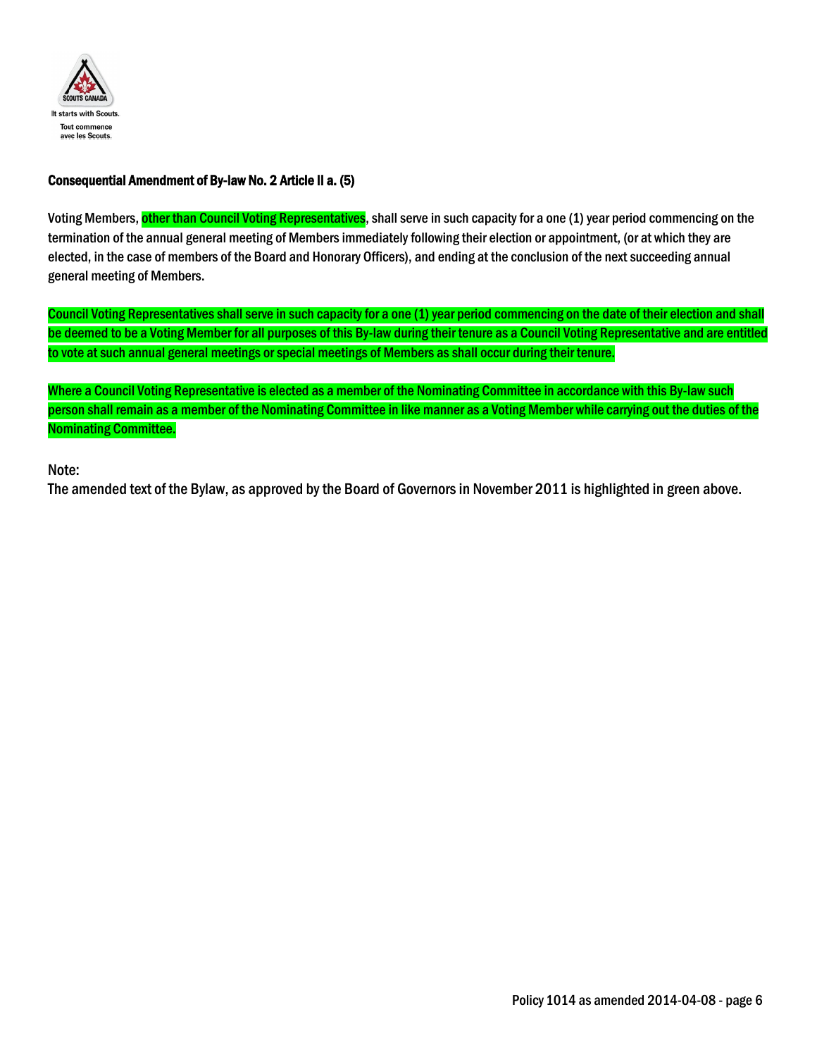### Consequential Amendment of By-law No. 2 Article II a. (5)

Voting Members, other than Council Voting Representatives, shall serve in such capacity for a one (1) year period commencing on the termination of the annual general meeting of Members immediately following their election or appointment, (or at which they are elected, in the case of members of the Board and Honorary Officers), and ending at the conclusion of the next succeeding annual general meeting of Members.

Council Voting Representatives shall serve in such capacity for a one (1) year period commencing on the date of their election and shall be deemed to be a Voting Member for all purposes of this By-law during their tenure as a Council Voting Representative and are entitled to vote at such annual general meetings or special meetings of Members as shall occur during their tenure.

Where a Council Voting Representative is elected as a member of the Nominating Committee in accordance with this By-law such person shall remain as a member of the Nominating Committee in like manner as a Voting Member while carrying out the duties of the Nominating Committee.

Note:

The amended text of the Bylaw, as approved by the Board of Governors in November 2011 is highlighted in green above.